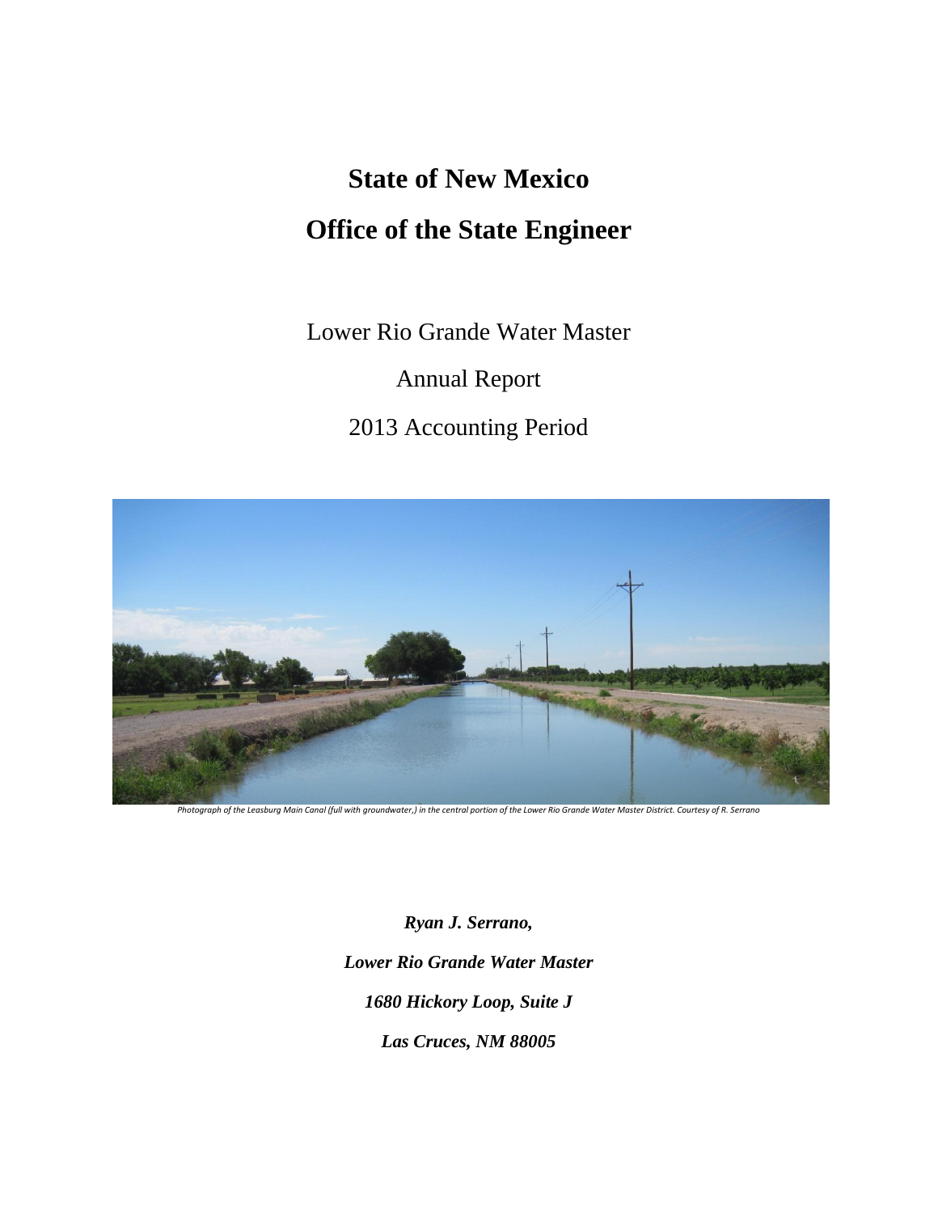# State of New Mexico

# Office of the State Engineer

Lower Rio Grande Water Master

Annual Report

2013 Accounting Period

*Photograph of the Leasburg Main Canal (full with groundwater,) in the central portion of the Lower Rio Grande Water Master District. Courtesy of R. Serrano*

***Ryan J. Serrano,***

***Lower Rio Grande Water Master***

***1680 Hickory Loop, Suite J***

***Las Cruces, NM 88005***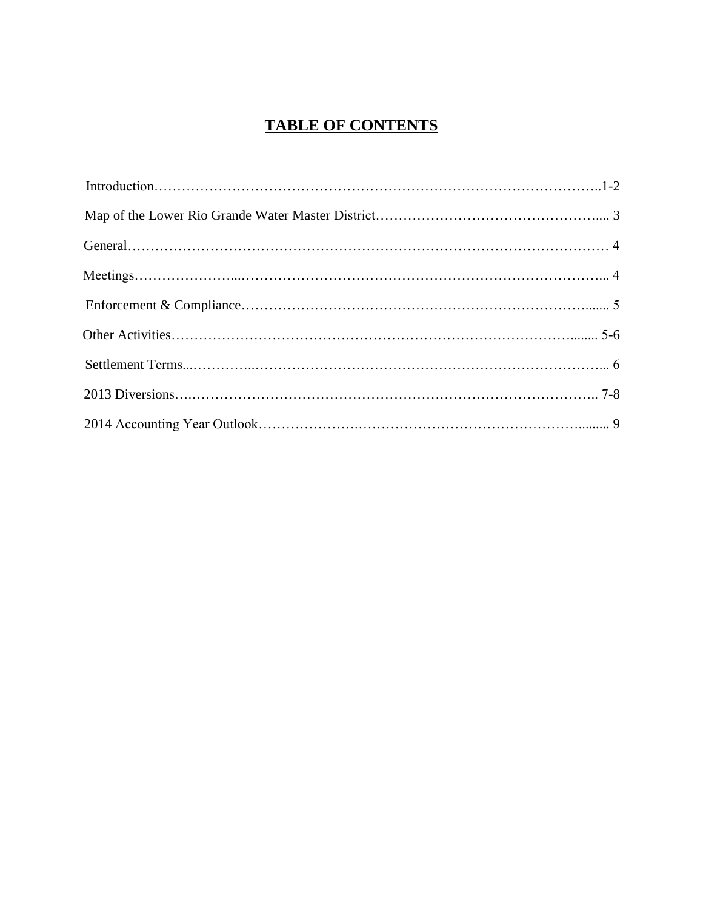# TABLE OF CONTENTS

Introduction……………………………………………………………………………………..1-2

Map of the Lower Rio Grande Water Master District………………………………………….... 3

General…………………………………………………………………………………………… 4

Meetings…………………...………………………………………………………………….... 4

Enforcement & Compliance………………………………………………………………....... 5

Other Activities………………………………………………………………………........ 5-6

Settlement Terms...…………..………………………………………………………………... 6

2013 Diversions….……………………………………………………………………….. 7-8

2014 Accounting Year Outlook………………….…………………………………………......... 9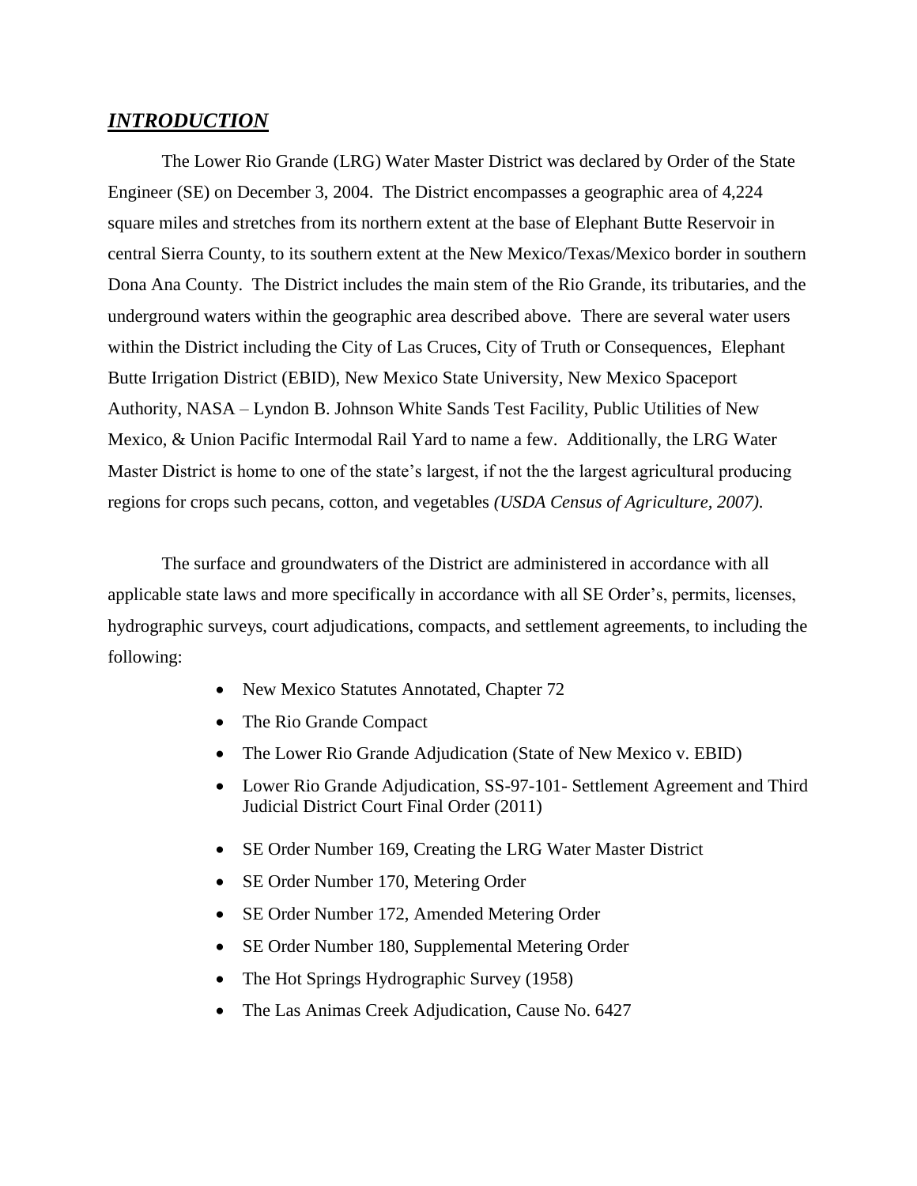## ***INTRODUCTION***

The Lower Rio Grande (LRG) Water Master District was declared by Order of the State Engineer (SE) on December 3, 2004. The District encompasses a geographic area of 4,224 square miles and stretches from its northern extent at the base of Elephant Butte Reservoir in central Sierra County, to its southern extent at the New Mexico/Texas/Mexico border in southern Dona Ana County. The District includes the main stem of the Rio Grande, its tributaries, and the underground waters within the geographic area described above. There are several water users within the District including the City of Las Cruces, City of Truth or Consequences, Elephant Butte Irrigation District (EBID), New Mexico State University, New Mexico Spaceport Authority, NASA – Lyndon B. Johnson White Sands Test Facility, Public Utilities of New Mexico, & Union Pacific Intermodal Rail Yard to name a few. Additionally, the LRG Water Master District is home to one of the state's largest, if not the the largest agricultural producing regions for crops such pecans, cotton, and vegetables *(USDA Census of Agriculture, 2007)*.

The surface and groundwaters of the District are administered in accordance with all applicable state laws and more specifically in accordance with all SE Order's, permits, licenses, hydrographic surveys, court adjudications, compacts, and settlement agreements, to including the following:

- New Mexico Statutes Annotated, Chapter 72
- The Rio Grande Compact
- The Lower Rio Grande Adjudication (State of New Mexico v. EBID)
- Lower Rio Grande Adjudication, SS-97-101- Settlement Agreement and Third Judicial District Court Final Order (2011)
- SE Order Number 169, Creating the LRG Water Master District
- SE Order Number 170, Metering Order
- SE Order Number 172, Amended Metering Order
- SE Order Number 180, Supplemental Metering Order
- The Hot Springs Hydrographic Survey (1958)
- The Las Animas Creek Adjudication, Cause No. 6427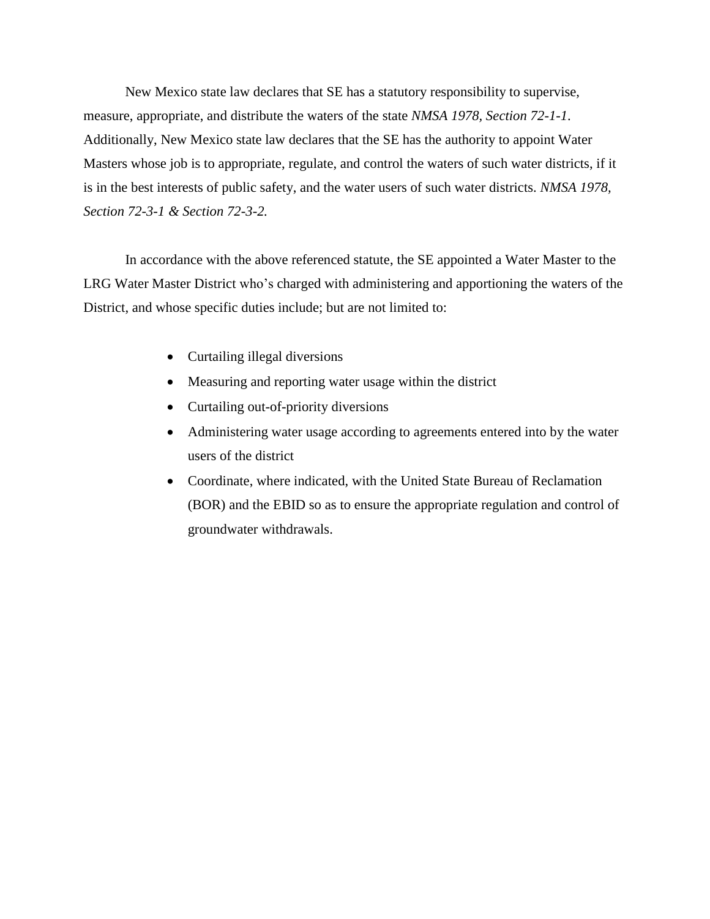New Mexico state law declares that SE has a statutory responsibility to supervise, measure, appropriate, and distribute the waters of the state *NMSA 1978, Section 72-1-1*. Additionally, New Mexico state law declares that the SE has the authority to appoint Water Masters whose job is to appropriate, regulate, and control the waters of such water districts, if it is in the best interests of public safety, and the water users of such water districts. *NMSA 1978, Section 72-3-1 & Section 72-3-2.*

In accordance with the above referenced statute, the SE appointed a Water Master to the LRG Water Master District who's charged with administering and apportioning the waters of the District, and whose specific duties include; but are not limited to:

- Curtailing illegal diversions
- Measuring and reporting water usage within the district
- Curtailing out-of-priority diversions
- Administering water usage according to agreements entered into by the water users of the district
- Coordinate, where indicated, with the United State Bureau of Reclamation (BOR) and the EBID so as to ensure the appropriate regulation and control of groundwater withdrawals.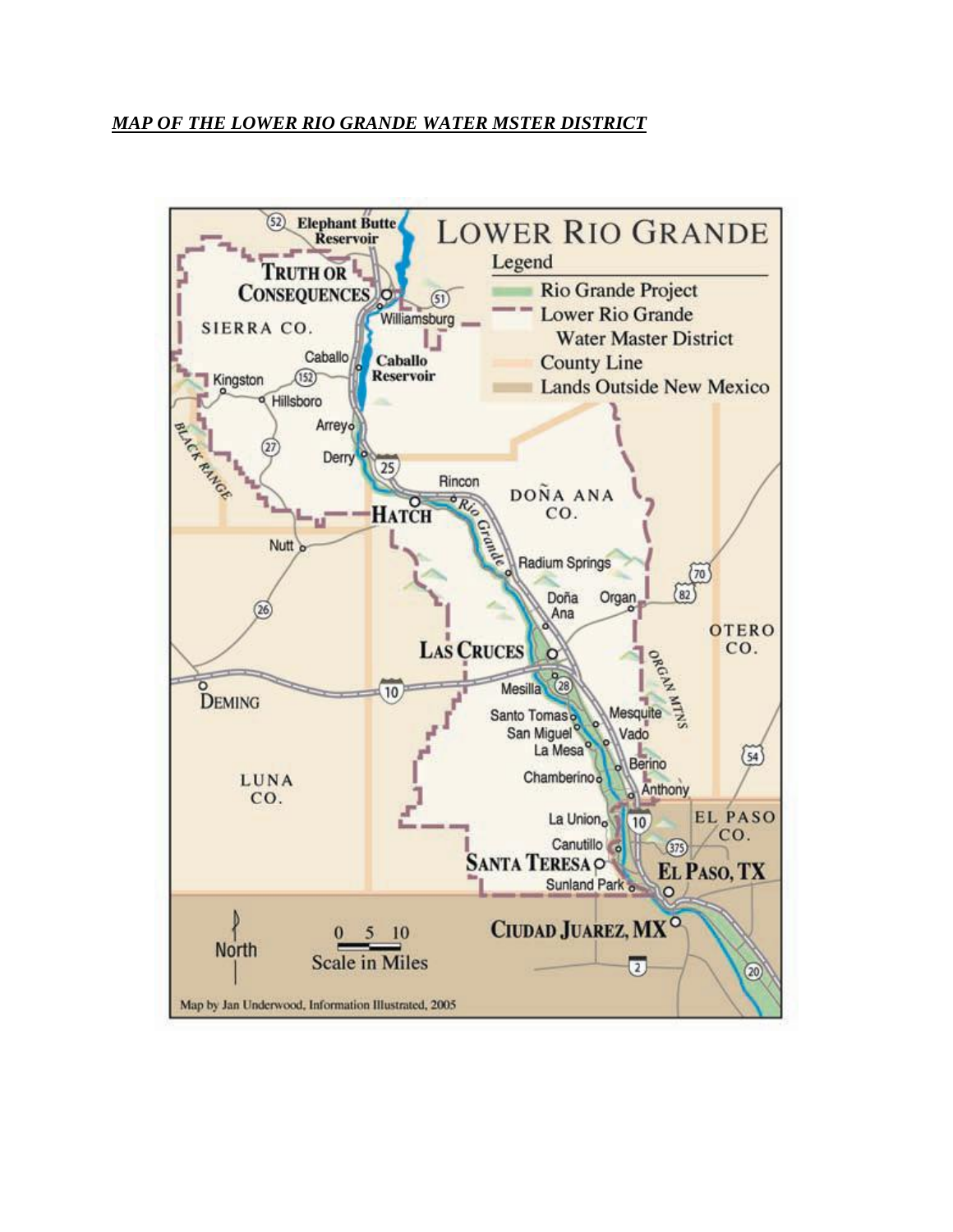***MAP OF THE LOWER RIO GRANDE WATER MSTER DISTRICT***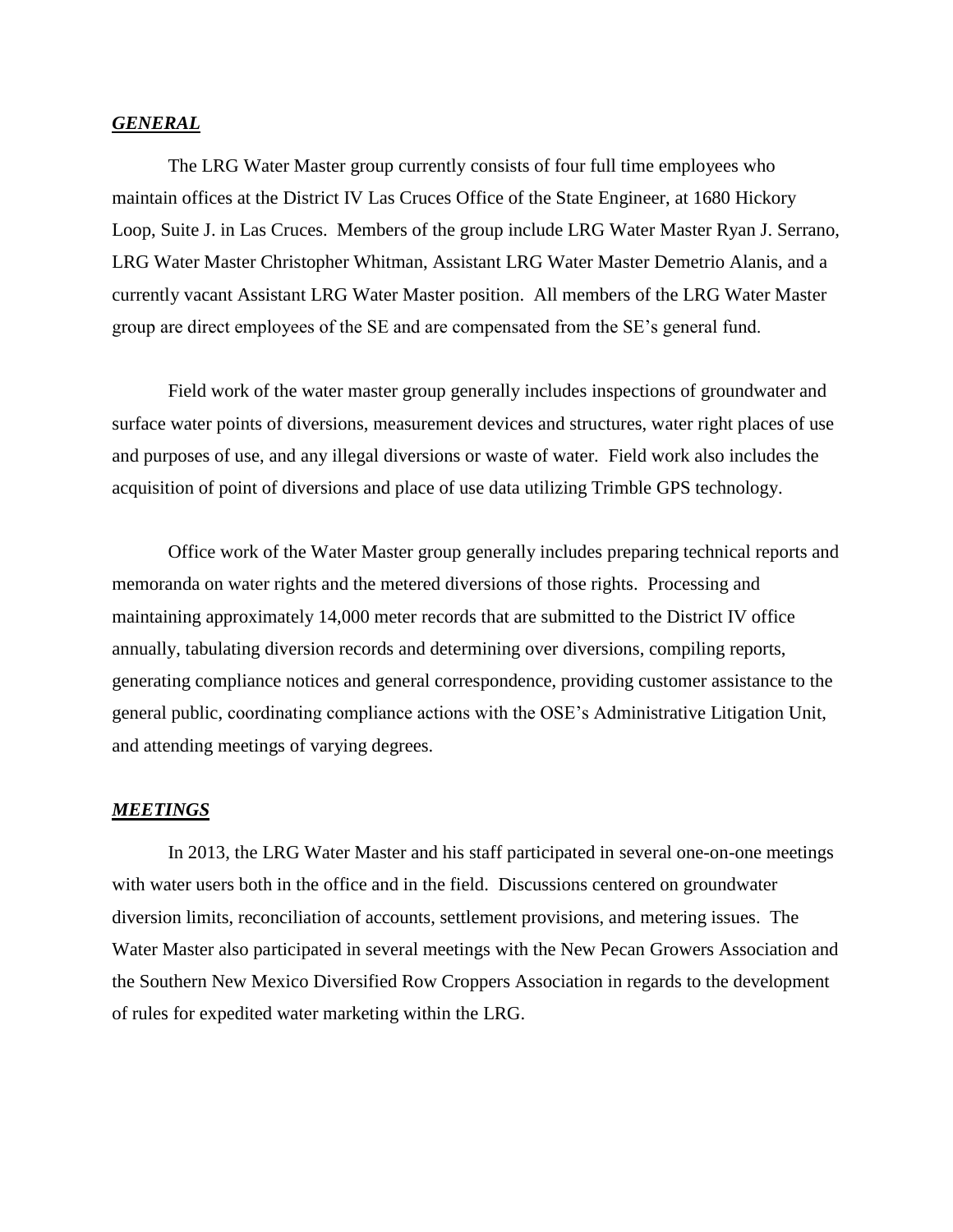***GENERAL***

The LRG Water Master group currently consists of four full time employees who maintain offices at the District IV Las Cruces Office of the State Engineer, at 1680 Hickory Loop, Suite J. in Las Cruces. Members of the group include LRG Water Master Ryan J. Serrano, LRG Water Master Christopher Whitman, Assistant LRG Water Master Demetrio Alanis, and a currently vacant Assistant LRG Water Master position. All members of the LRG Water Master group are direct employees of the SE and are compensated from the SE's general fund.

Field work of the water master group generally includes inspections of groundwater and surface water points of diversions, measurement devices and structures, water right places of use and purposes of use, and any illegal diversions or waste of water. Field work also includes the acquisition of point of diversions and place of use data utilizing Trimble GPS technology.

Office work of the Water Master group generally includes preparing technical reports and memoranda on water rights and the metered diversions of those rights. Processing and maintaining approximately 14,000 meter records that are submitted to the District IV office annually, tabulating diversion records and determining over diversions, compiling reports, generating compliance notices and general correspondence, providing customer assistance to the general public, coordinating compliance actions with the OSE's Administrative Litigation Unit, and attending meetings of varying degrees.

***MEETINGS***

In 2013, the LRG Water Master and his staff participated in several one-on-one meetings with water users both in the office and in the field. Discussions centered on groundwater diversion limits, reconciliation of accounts, settlement provisions, and metering issues. The Water Master also participated in several meetings with the New Pecan Growers Association and the Southern New Mexico Diversified Row Croppers Association in regards to the development of rules for expedited water marketing within the LRG.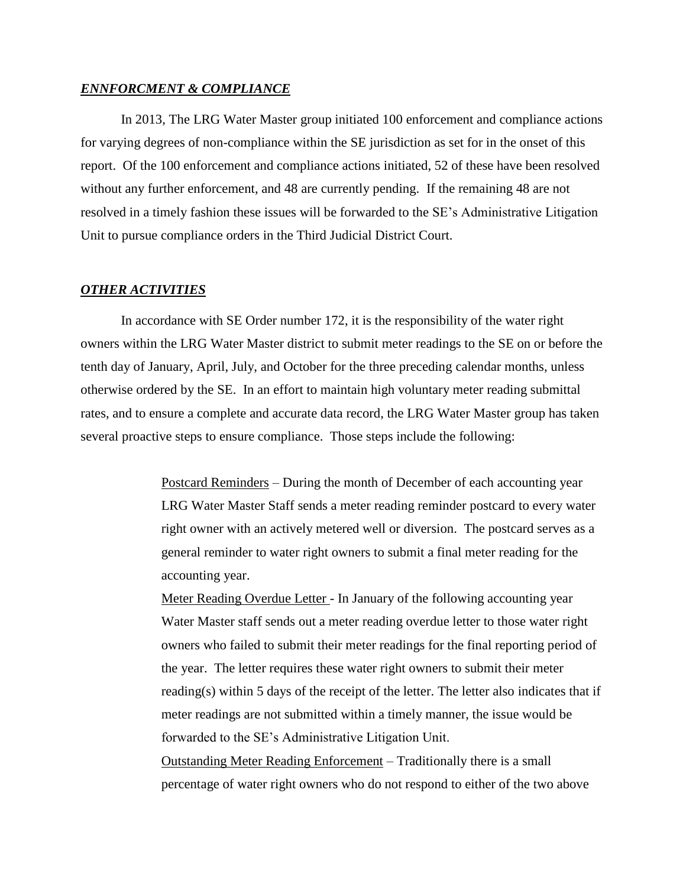## ***ENNFORCMENT & COMPLIANCE***

In 2013, The LRG Water Master group initiated 100 enforcement and compliance actions for varying degrees of non-compliance within the SE jurisdiction as set for in the onset of this report. Of the 100 enforcement and compliance actions initiated, 52 of these have been resolved without any further enforcement, and 48 are currently pending. If the remaining 48 are not resolved in a timely fashion these issues will be forwarded to the SE's Administrative Litigation Unit to pursue compliance orders in the Third Judicial District Court.

## ***OTHER ACTIVITIES***

In accordance with SE Order number 172, it is the responsibility of the water right owners within the LRG Water Master district to submit meter readings to the SE on or before the tenth day of January, April, July, and October for the three preceding calendar months, unless otherwise ordered by the SE. In an effort to maintain high voluntary meter reading submittal rates, and to ensure a complete and accurate data record, the LRG Water Master group has taken several proactive steps to ensure compliance. Those steps include the following:

> <u>Postcard Reminders</u> – During the month of December of each accounting year LRG Water Master Staff sends a meter reading reminder postcard to every water right owner with an actively metered well or diversion. The postcard serves as a general reminder to water right owners to submit a final meter reading for the accounting year.
>
> <u>Meter Reading Overdue Letter</u> - In January of the following accounting year Water Master staff sends out a meter reading overdue letter to those water right owners who failed to submit their meter readings for the final reporting period of the year. The letter requires these water right owners to submit their meter reading(s) within 5 days of the receipt of the letter. The letter also indicates that if meter readings are not submitted within a timely manner, the issue would be forwarded to the SE's Administrative Litigation Unit.
>
> <u>Outstanding Meter Reading Enforcement</u> – Traditionally there is a small percentage of water right owners who do not respond to either of the two above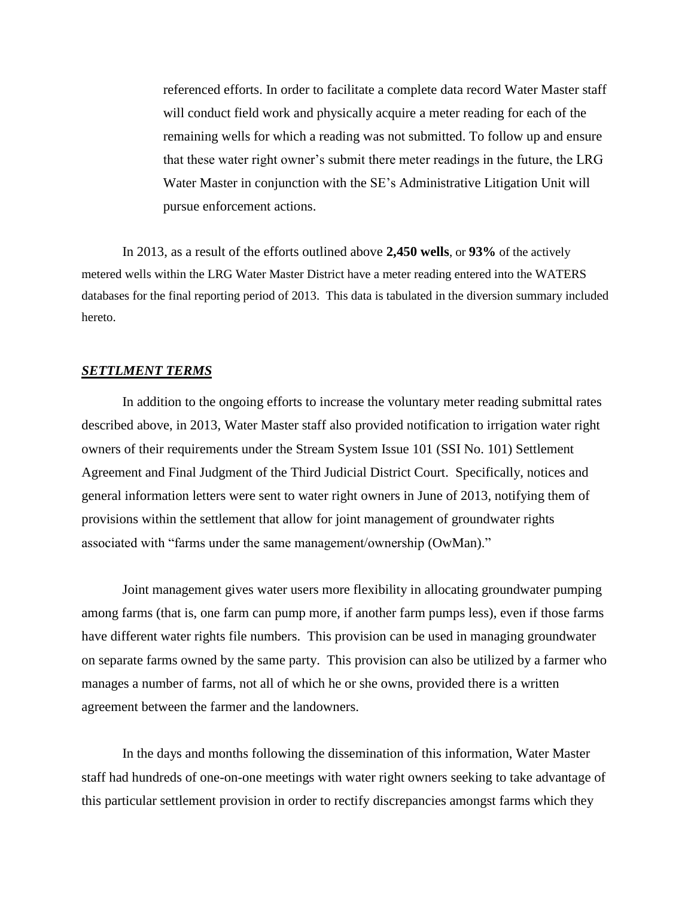referenced efforts. In order to facilitate a complete data record Water Master staff will conduct field work and physically acquire a meter reading for each of the remaining wells for which a reading was not submitted. To follow up and ensure that these water right owner's submit there meter readings in the future, the LRG Water Master in conjunction with the SE's Administrative Litigation Unit will pursue enforcement actions.

In 2013, as a result of the efforts outlined above **2,450 wells**, or **93%** of the actively metered wells within the LRG Water Master District have a meter reading entered into the WATERS databases for the final reporting period of 2013. This data is tabulated in the diversion summary included hereto.

## ***SETTLMENT TERMS***

In addition to the ongoing efforts to increase the voluntary meter reading submittal rates described above, in 2013, Water Master staff also provided notification to irrigation water right owners of their requirements under the Stream System Issue 101 (SSI No. 101) Settlement Agreement and Final Judgment of the Third Judicial District Court. Specifically, notices and general information letters were sent to water right owners in June of 2013, notifying them of provisions within the settlement that allow for joint management of groundwater rights associated with "farms under the same management/ownership (OwMan)."

Joint management gives water users more flexibility in allocating groundwater pumping among farms (that is, one farm can pump more, if another farm pumps less), even if those farms have different water rights file numbers. This provision can be used in managing groundwater on separate farms owned by the same party. This provision can also be utilized by a farmer who manages a number of farms, not all of which he or she owns, provided there is a written agreement between the farmer and the landowners.

In the days and months following the dissemination of this information, Water Master staff had hundreds of one-on-one meetings with water right owners seeking to take advantage of this particular settlement provision in order to rectify discrepancies amongst farms which they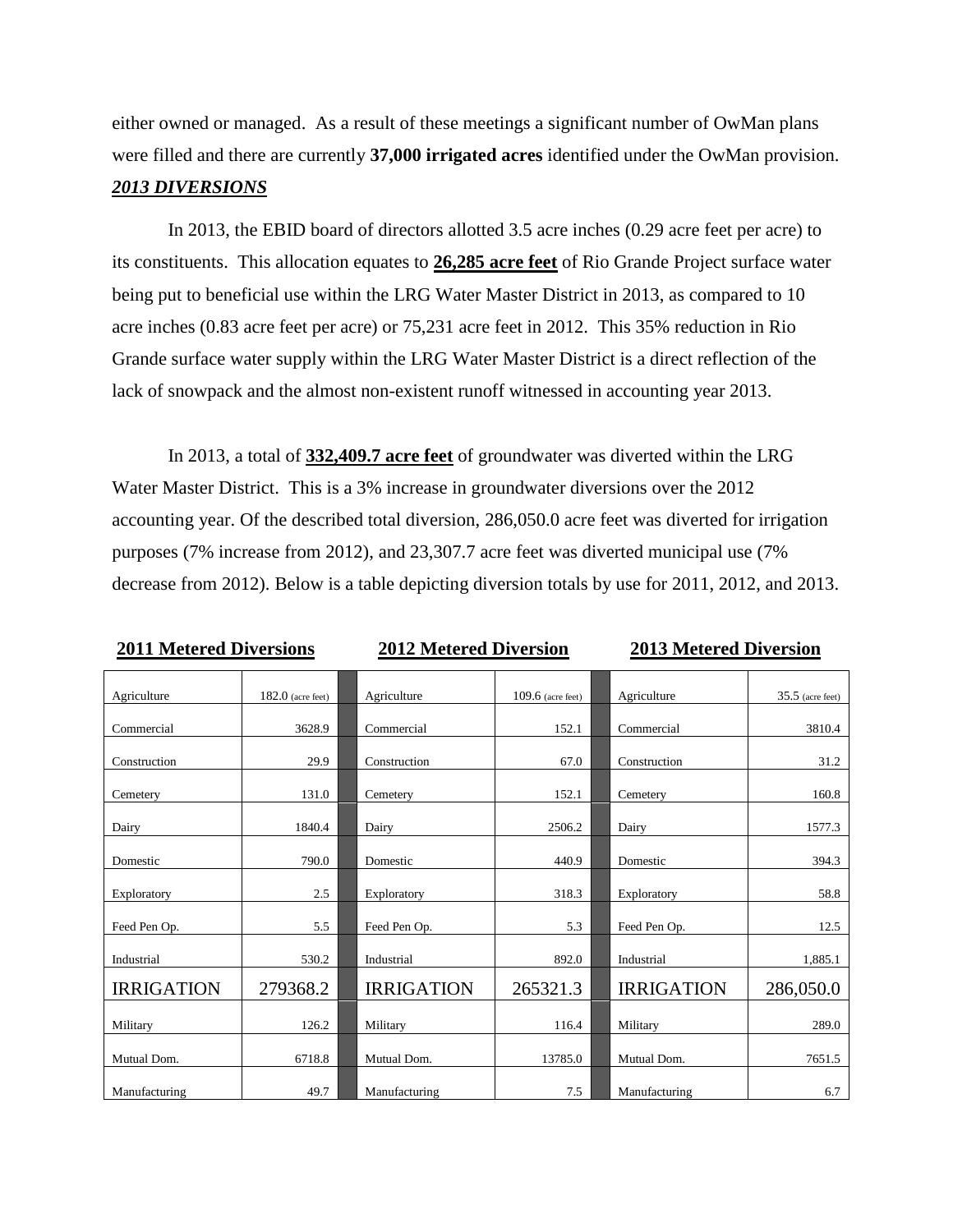either owned or managed. As a result of these meetings a significant number of OwMan plans were filled and there are currently **37,000 irrigated acres** identified under the OwMan provision.

***2013 DIVERSIONS***

In 2013, the EBID board of directors allotted 3.5 acre inches (0.29 acre feet per acre) to its constituents. This allocation equates to **26,285 acre feet** of Rio Grande Project surface water being put to beneficial use within the LRG Water Master District in 2013, as compared to 10 acre inches (0.83 acre feet per acre) or 75,231 acre feet in 2012. This 35% reduction in Rio Grande surface water supply within the LRG Water Master District is a direct reflection of the lack of snowpack and the almost non-existent runoff witnessed in accounting year 2013.

In 2013, a total of **332,409.7 acre feet** of groundwater was diverted within the LRG Water Master District. This is a 3% increase in groundwater diversions over the 2012 accounting year. Of the described total diversion, 286,050.0 acre feet was diverted for irrigation purposes (7% increase from 2012), and 23,307.7 acre feet was diverted municipal use (7% decrease from 2012). Below is a table depicting diversion totals by use for 2011, 2012, and 2013.

| 2011 Metered Diversions | | | 2012 Metered Diversion | | | 2013 Metered Diversion | |
|---|---|---|---|---|---|---|---|
| Agriculture | 182.0 (acre feet) | | Agriculture | 109.6 (acre feet) | | Agriculture | 35.5 (acre feet) |
| Commercial | 3628.9 | | Commercial | 152.1 | | Commercial | 3810.4 |
| Construction | 29.9 | | Construction | 67.0 | | Construction | 31.2 |
| Cemetery | 131.0 | | Cemetery | 152.1 | | Cemetery | 160.8 |
| Dairy | 1840.4 | | Dairy | 2506.2 | | Dairy | 1577.3 |
| Domestic | 790.0 | | Domestic | 440.9 | | Domestic | 394.3 |
| Exploratory | 2.5 | | Exploratory | 318.3 | | Exploratory | 58.8 |
| Feed Pen Op. | 5.5 | | Feed Pen Op. | 5.3 | | Feed Pen Op. | 12.5 |
| Industrial | 530.2 | | Industrial | 892.0 | | Industrial | 1,885.1 |
| IRRIGATION | 279368.2 | | IRRIGATION | 265321.3 | | IRRIGATION | 286,050.0 |
| Military | 126.2 | | Military | 116.4 | | Military | 289.0 |
| Mutual Dom. | 6718.8 | | Mutual Dom. | 13785.0 | | Mutual Dom. | 7651.5 |
| Manufacturing | 49.7 | | Manufacturing | 7.5 | | Manufacturing | 6.7 |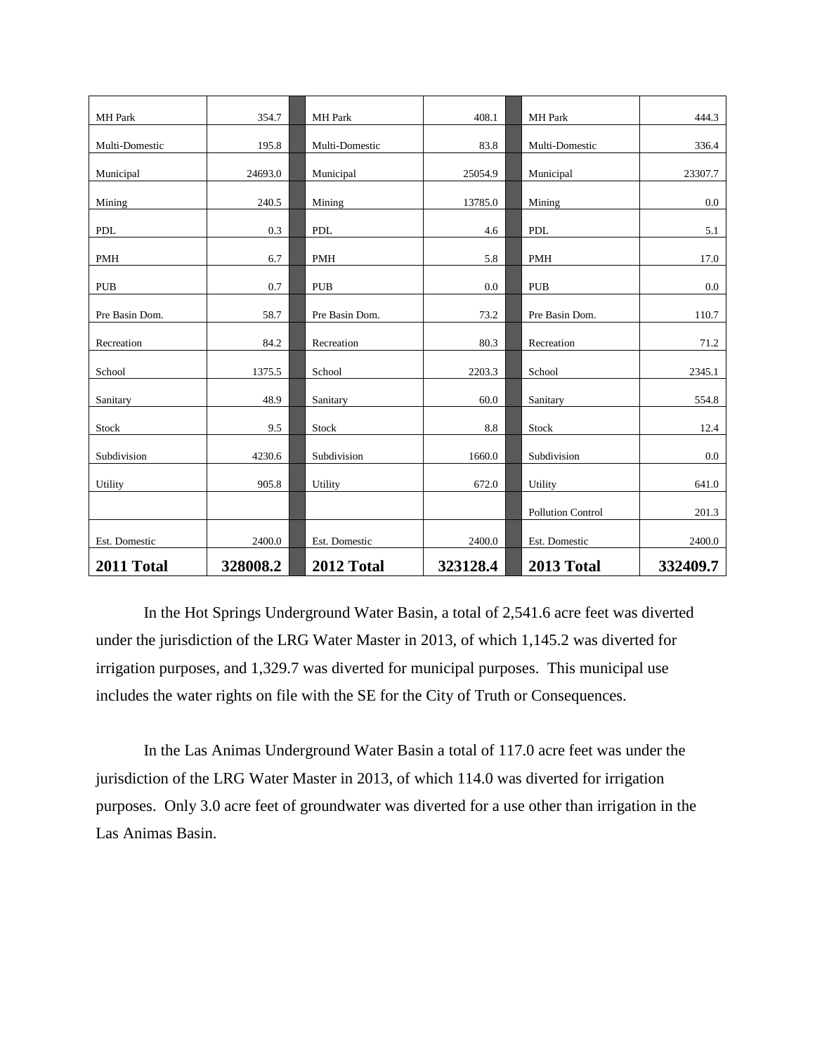| MH Park | 354.7 | | MH Park | 408.1 | | MH Park | 444.3 |
|---|---|---|---|---|---|---|---|
| Multi-Domestic | 195.8 | | Multi-Domestic | 83.8 | | Multi-Domestic | 336.4 |
| Municipal | 24693.0 | | Municipal | 25054.9 | | Municipal | 23307.7 |
| Mining | 240.5 | | Mining | 13785.0 | | Mining | 0.0 |
| PDL | 0.3 | | PDL | 4.6 | | PDL | 5.1 |
| PMH | 6.7 | | PMH | 5.8 | | PMH | 17.0 |
| PUB | 0.7 | | PUB | 0.0 | | PUB | 0.0 |
| Pre Basin Dom. | 58.7 | | Pre Basin Dom. | 73.2 | | Pre Basin Dom. | 110.7 |
| Recreation | 84.2 | | Recreation | 80.3 | | Recreation | 71.2 |
| School | 1375.5 | | School | 2203.3 | | School | 2345.1 |
| Sanitary | 48.9 | | Sanitary | 60.0 | | Sanitary | 554.8 |
| Stock | 9.5 | | Stock | 8.8 | | Stock | 12.4 |
| Subdivision | 4230.6 | | Subdivision | 1660.0 | | Subdivision | 0.0 |
| Utility | 905.8 | | Utility | 672.0 | | Utility | 641.0 |
| | | | | | | Pollution Control | 201.3 |
| Est. Domestic | 2400.0 | | Est. Domestic | 2400.0 | | Est. Domestic | 2400.0 |
| **2011 Total** | **328008.2** | | **2012 Total** | **323128.4** | | **2013 Total** | **332409.7** |

In the Hot Springs Underground Water Basin, a total of 2,541.6 acre feet was diverted under the jurisdiction of the LRG Water Master in 2013, of which 1,145.2 was diverted for irrigation purposes, and 1,329.7 was diverted for municipal purposes. This municipal use includes the water rights on file with the SE for the City of Truth or Consequences.

In the Las Animas Underground Water Basin a total of 117.0 acre feet was under the jurisdiction of the LRG Water Master in 2013, of which 114.0 was diverted for irrigation purposes. Only 3.0 acre feet of groundwater was diverted for a use other than irrigation in the Las Animas Basin.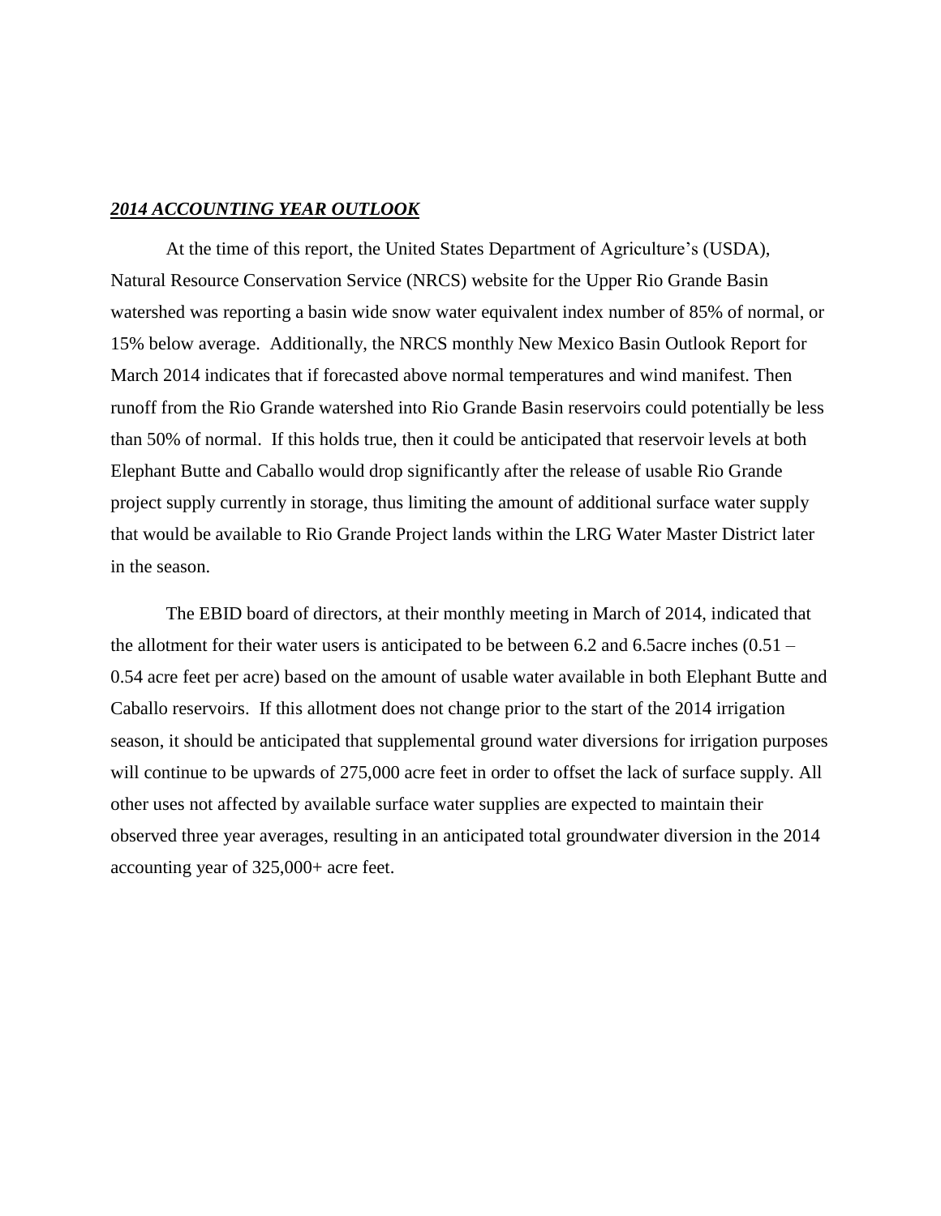***2014 ACCOUNTING YEAR OUTLOOK***

At the time of this report, the United States Department of Agriculture's (USDA), Natural Resource Conservation Service (NRCS) website for the Upper Rio Grande Basin watershed was reporting a basin wide snow water equivalent index number of 85% of normal, or 15% below average. Additionally, the NRCS monthly New Mexico Basin Outlook Report for March 2014 indicates that if forecasted above normal temperatures and wind manifest. Then runoff from the Rio Grande watershed into Rio Grande Basin reservoirs could potentially be less than 50% of normal. If this holds true, then it could be anticipated that reservoir levels at both Elephant Butte and Caballo would drop significantly after the release of usable Rio Grande project supply currently in storage, thus limiting the amount of additional surface water supply that would be available to Rio Grande Project lands within the LRG Water Master District later in the season.

The EBID board of directors, at their monthly meeting in March of 2014, indicated that the allotment for their water users is anticipated to be between 6.2 and 6.5acre inches (0.51 – 0.54 acre feet per acre) based on the amount of usable water available in both Elephant Butte and Caballo reservoirs. If this allotment does not change prior to the start of the 2014 irrigation season, it should be anticipated that supplemental ground water diversions for irrigation purposes will continue to be upwards of 275,000 acre feet in order to offset the lack of surface supply. All other uses not affected by available surface water supplies are expected to maintain their observed three year averages, resulting in an anticipated total groundwater diversion in the 2014 accounting year of 325,000+ acre feet.